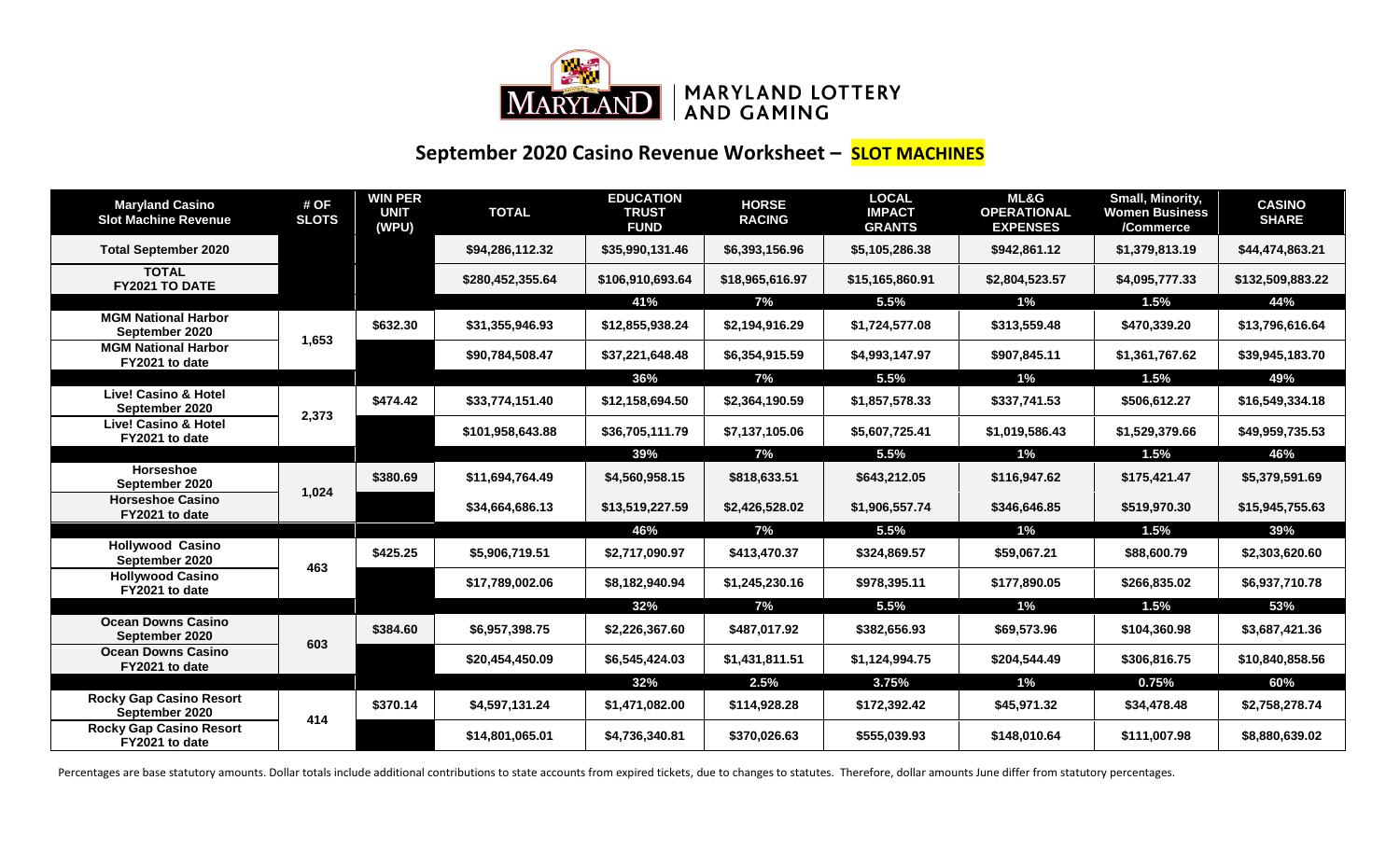MARYLAND | MARYLAND LOTTERY AND GAMING

## September 2020 Casino Revenue Worksheet – SLOT MACHINES

| Maryland Casino Slot Machine Revenue | # OF SLOTS | WIN PER UNIT (WPU) | TOTAL | EDUCATION TRUST FUND | HORSE RACING | LOCAL IMPACT GRANTS | ML&G OPERATIONAL EXPENSES | Small, Minority, Women Business /Commerce | CASINO SHARE |
|---|---|---|---|---|---|---|---|---|---|
| Total September 2020 | | | $94,286,112.32 | $35,990,131.46 | $6,393,156.96 | $5,105,286.38 | $942,861.12 | $1,379,813.19 | $44,474,863.21 |
| TOTAL FY2021 TO DATE | | | $280,452,355.64 | $106,910,693.64 | $18,965,616.97 | $15,165,860.91 | $2,804,523.57 | $4,095,777.33 | $132,509,883.22 |
| | | | | 41% | 7% | 5.5% | 1% | 1.5% | 44% |
| MGM National Harbor September 2020 | 1,653 | $632.30 | $31,355,946.93 | $12,855,938.24 | $2,194,916.29 | $1,724,577.08 | $313,559.48 | $470,339.20 | $13,796,616.64 |
| MGM National Harbor FY2021 to date | | | $90,784,508.47 | $37,221,648.48 | $6,354,915.59 | $4,993,147.97 | $907,845.11 | $1,361,767.62 | $39,945,183.70 |
| | | | | 36% | 7% | 5.5% | 1% | 1.5% | 49% |
| Live! Casino & Hotel September 2020 | 2,373 | $474.42 | $33,774,151.40 | $12,158,694.50 | $2,364,190.59 | $1,857,578.33 | $337,741.53 | $506,612.27 | $16,549,334.18 |
| Live! Casino & Hotel FY2021 to date | | | $101,958,643.88 | $36,705,111.79 | $7,137,105.06 | $5,607,725.41 | $1,019,586.43 | $1,529,379.66 | $49,959,735.53 |
| | | | | 39% | 7% | 5.5% | 1% | 1.5% | 46% |
| Horseshoe September 2020 | 1,024 | $380.69 | $11,694,764.49 | $4,560,958.15 | $818,633.51 | $643,212.05 | $116,947.62 | $175,421.47 | $5,379,591.69 |
| Horseshoe Casino FY2021 to date | | | $34,664,686.13 | $13,519,227.59 | $2,426,528.02 | $1,906,557.74 | $346,646.85 | $519,970.30 | $15,945,755.63 |
| | | | | 46% | 7% | 5.5% | 1% | 1.5% | 39% |
| Hollywood Casino September 2020 | 463 | $425.25 | $5,906,719.51 | $2,717,090.97 | $413,470.37 | $324,869.57 | $59,067.21 | $88,600.79 | $2,303,620.60 |
| Hollywood Casino FY2021 to date | | | $17,789,002.06 | $8,182,940.94 | $1,245,230.16 | $978,395.11 | $177,890.05 | $266,835.02 | $6,937,710.78 |
| | | | | 32% | 7% | 5.5% | 1% | 1.5% | 53% |
| Ocean Downs Casino September 2020 | 603 | $384.60 | $6,957,398.75 | $2,226,367.60 | $487,017.92 | $382,656.93 | $69,573.96 | $104,360.98 | $3,687,421.36 |
| Ocean Downs Casino FY2021 to date | | | $20,454,450.09 | $6,545,424.03 | $1,431,811.51 | $1,124,994.75 | $204,544.49 | $306,816.75 | $10,840,858.56 |
| | | | | 32% | 2.5% | 3.75% | 1% | 0.75% | 60% |
| Rocky Gap Casino Resort September 2020 | 414 | $370.14 | $4,597,131.24 | $1,471,082.00 | $114,928.28 | $172,392.42 | $45,971.32 | $34,478.48 | $2,758,278.74 |
| Rocky Gap Casino Resort FY2021 to date | | | $14,801,065.01 | $4,736,340.81 | $370,026.63 | $555,039.93 | $148,010.64 | $111,007.98 | $8,880,639.02 |

Percentages are base statutory amounts. Dollar totals include additional contributions to state accounts from expired tickets, due to changes to statutes. Therefore, dollar amounts June differ from statutory percentages.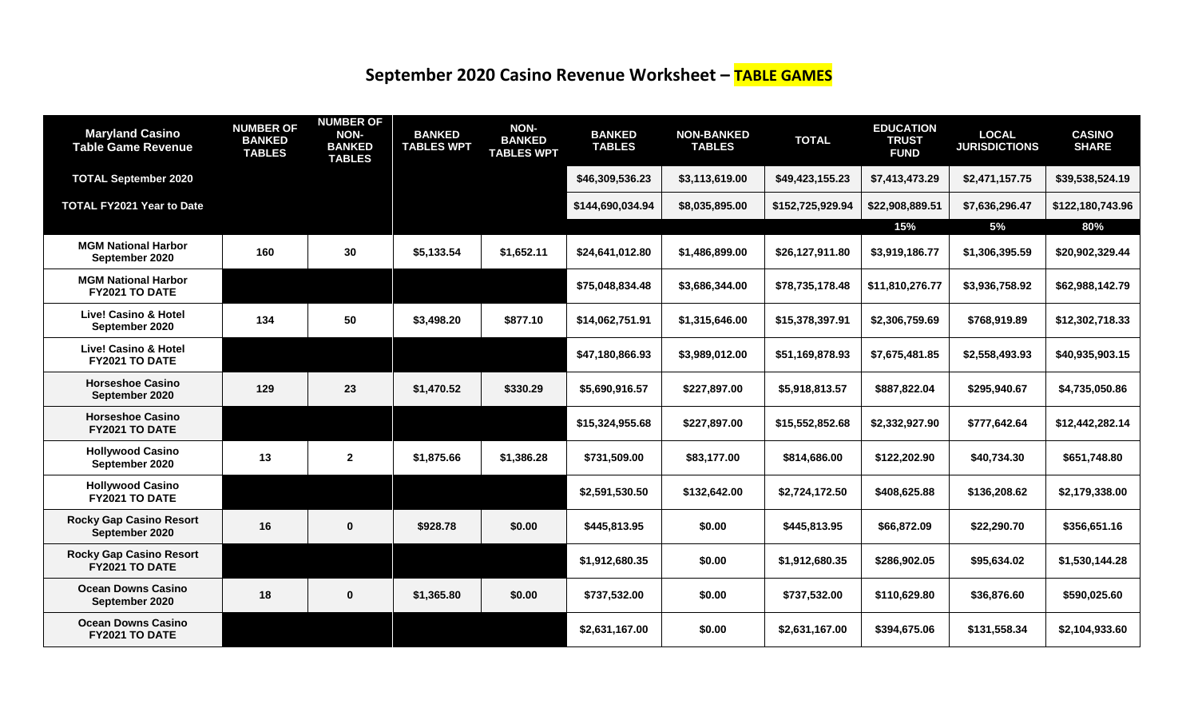# September 2020 Casino Revenue Worksheet – TABLE GAMES

| Maryland Casino Table Game Revenue | NUMBER OF BANKED TABLES | NUMBER OF NON-BANKED TABLES | BANKED TABLES WPT | NON-BANKED TABLES WPT | BANKED TABLES | NON-BANKED TABLES | TOTAL | EDUCATION TRUST FUND | LOCAL JURISDICTIONS | CASINO SHARE |
|---|---|---|---|---|---|---|---|---|---|---|
| **TOTAL September 2020** | | | | | $46,309,536.23 | $3,113,619.00 | $49,423,155.23 | $7,413,473.29 | $2,471,157.75 | $39,538,524.19 |
| **TOTAL FY2021 Year to Date** | | | | | $144,690,034.94 | $8,035,895.00 | $152,725,929.94 | $22,908,889.51 | $7,636,296.47 | $122,180,743.96 |
| | | | | | | | | 15% | 5% | 80% |
| MGM National Harbor September 2020 | 160 | 30 | $5,133.54 | $1,652.11 | $24,641,012.80 | $1,486,899.00 | $26,127,911.80 | $3,919,186.77 | $1,306,395.59 | $20,902,329.44 |
| MGM National Harbor FY2021 TO DATE | | | | | $75,048,834.48 | $3,686,344.00 | $78,735,178.48 | $11,810,276.77 | $3,936,758.92 | $62,988,142.79 |
| Live! Casino & Hotel September 2020 | 134 | 50 | $3,498.20 | $877.10 | $14,062,751.91 | $1,315,646.00 | $15,378,397.91 | $2,306,759.69 | $768,919.89 | $12,302,718.33 |
| Live! Casino & Hotel FY2021 TO DATE | | | | | $47,180,866.93 | $3,989,012.00 | $51,169,878.93 | $7,675,481.85 | $2,558,493.93 | $40,935,903.15 |
| Horseshoe Casino September 2020 | 129 | 23 | $1,470.52 | $330.29 | $5,690,916.57 | $227,897.00 | $5,918,813.57 | $887,822.04 | $295,940.67 | $4,735,050.86 |
| Horseshoe Casino FY2021 TO DATE | | | | | $15,324,955.68 | $227,897.00 | $15,552,852.68 | $2,332,927.90 | $777,642.64 | $12,442,282.14 |
| Hollywood Casino September 2020 | 13 | 2 | $1,875.66 | $1,386.28 | $731,509.00 | $83,177.00 | $814,686.00 | $122,202.90 | $40,734.30 | $651,748.80 |
| Hollywood Casino FY2021 TO DATE | | | | | $2,591,530.50 | $132,642.00 | $2,724,172.50 | $408,625.88 | $136,208.62 | $2,179,338.00 |
| Rocky Gap Casino Resort September 2020 | 16 | 0 | $928.78 | $0.00 | $445,813.95 | $0.00 | $445,813.95 | $66,872.09 | $22,290.70 | $356,651.16 |
| Rocky Gap Casino Resort FY2021 TO DATE | | | | | $1,912,680.35 | $0.00 | $1,912,680.35 | $286,902.05 | $95,634.02 | $1,530,144.28 |
| Ocean Downs Casino September 2020 | 18 | 0 | $1,365.80 | $0.00 | $737,532.00 | $0.00 | $737,532.00 | $110,629.80 | $36,876.60 | $590,025.60 |
| Ocean Downs Casino FY2021 TO DATE | | | | | $2,631,167.00 | $0.00 | $2,631,167.00 | $394,675.06 | $131,558.34 | $2,104,933.60 |